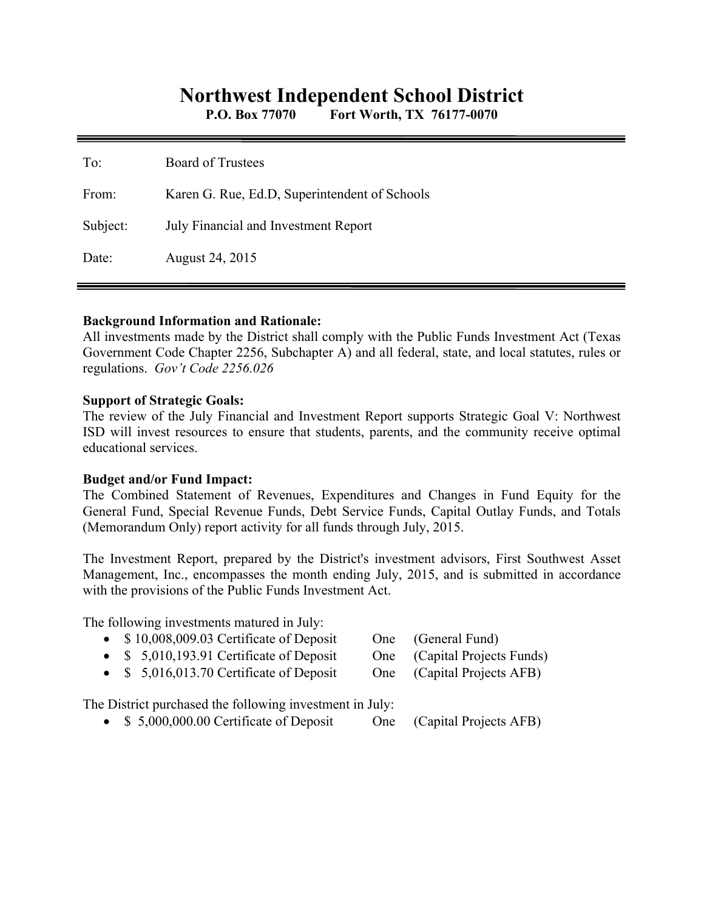# Northwest Independent School District

**P.O. Box 77070 Fort Worth, TX 76177-0070**

| | |
|---|---|
| To: | Board of Trustees |
| From: | Karen G. Rue, Ed.D, Superintendent of Schools |
| Subject: | July Financial and Investment Report |
| Date: | August 24, 2015 |

**Background Information and Rationale:**
All investments made by the District shall comply with the Public Funds Investment Act (Texas Government Code Chapter 2256, Subchapter A) and all federal, state, and local statutes, rules or regulations. *Gov't Code 2256.026*

**Support of Strategic Goals:**
The review of the July Financial and Investment Report supports Strategic Goal V: Northwest ISD will invest resources to ensure that students, parents, and the community receive optimal educational services.

**Budget and/or Fund Impact:**
The Combined Statement of Revenues, Expenditures and Changes in Fund Equity for the General Fund, Special Revenue Funds, Debt Service Funds, Capital Outlay Funds, and Totals (Memorandum Only) report activity for all funds through July, 2015.

The Investment Report, prepared by the District's investment advisors, First Southwest Asset Management, Inc., encompasses the month ending July, 2015, and is submitted in accordance with the provisions of the Public Funds Investment Act.

The following investments matured in July:

- $ 10,008,009.03 Certificate of Deposit One (General Fund)
- $ 5,010,193.91 Certificate of Deposit One (Capital Projects Funds)
- $ 5,016,013.70 Certificate of Deposit One (Capital Projects AFB)

The District purchased the following investment in July:

- $ 5,000,000.00 Certificate of Deposit One (Capital Projects AFB)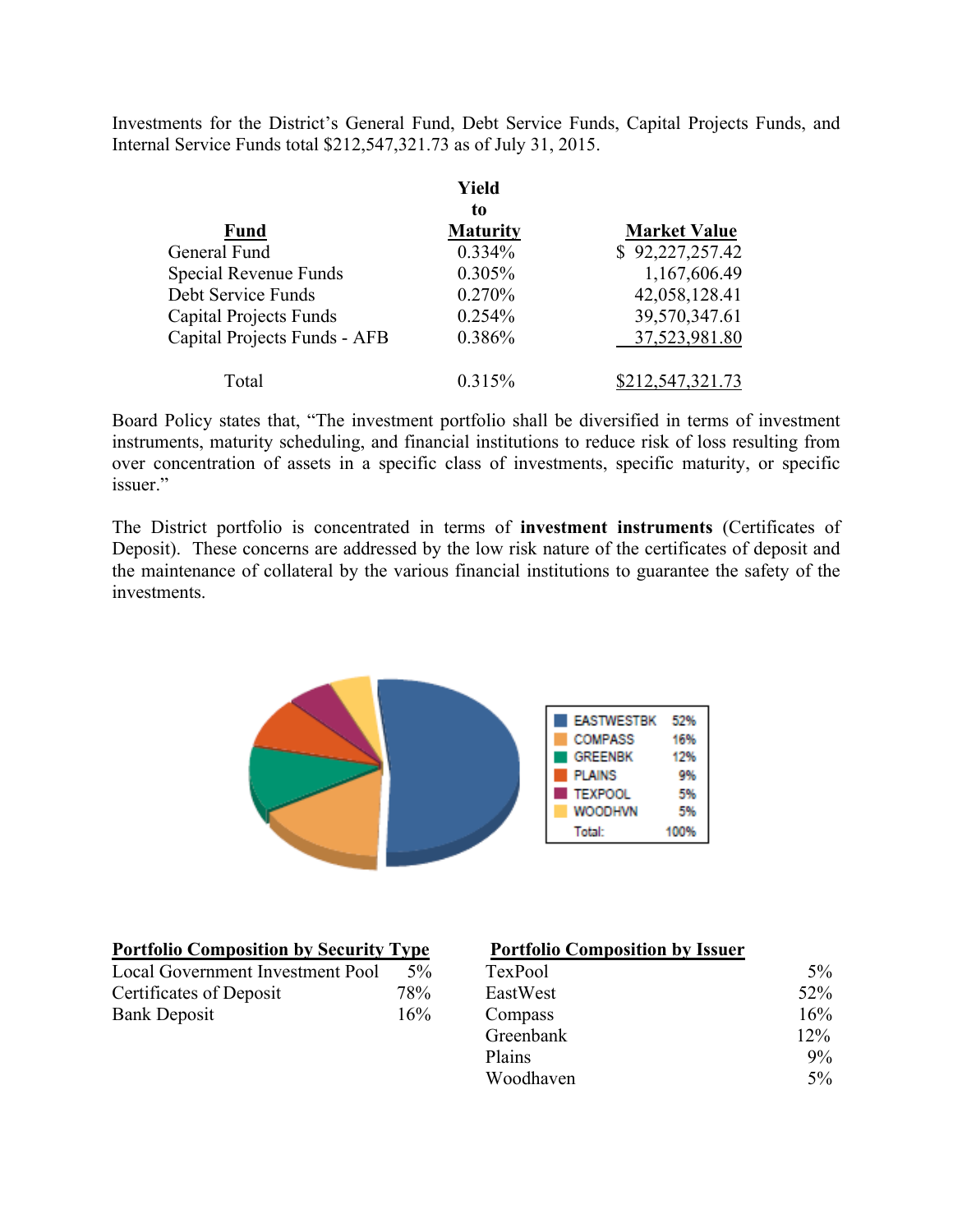Investments for the District's General Fund, Debt Service Funds, Capital Projects Funds, and Internal Service Funds total $212,547,321.73 as of July 31, 2015.

| Fund | Yield to Maturity | Market Value |
|---|---|---|
| General Fund | 0.334% | $ 92,227,257.42 |
| Special Revenue Funds | 0.305% | 1,167,606.49 |
| Debt Service Funds | 0.270% | 42,058,128.41 |
| Capital Projects Funds | 0.254% | 39,570,347.61 |
| Capital Projects Funds - AFB | 0.386% | 37,523,981.80 |
| Total | 0.315% | $212,547,321.73 |

Board Policy states that, "The investment portfolio shall be diversified in terms of investment instruments, maturity scheduling, and financial institutions to reduce risk of loss resulting from over concentration of assets in a specific class of investments, specific maturity, or specific issuer."

The District portfolio is concentrated in terms of **investment instruments** (Certificates of Deposit). These concerns are addressed by the low risk nature of the certificates of deposit and the maintenance of collateral by the various financial institutions to guarantee the safety of the investments.

| | |
|---|---|
| EASTWESTBK | 52% |
| COMPASS | 16% |
| GREENBK | 12% |
| PLAINS | 9% |
| TEXPOOL | 5% |
| WOODHVN | 5% |
| Total: | 100% |

**Portfolio Composition by Security Type**

| | |
|---|---|
| Local Government Investment Pool | 5% |
| Certificates of Deposit | 78% |
| Bank Deposit | 16% |

**Portfolio Composition by Issuer**

| | |
|---|---|
| TexPool | 5% |
| EastWest | 52% |
| Compass | 16% |
| Greenbank | 12% |
| Plains | 9% |
| Woodhaven | 5% |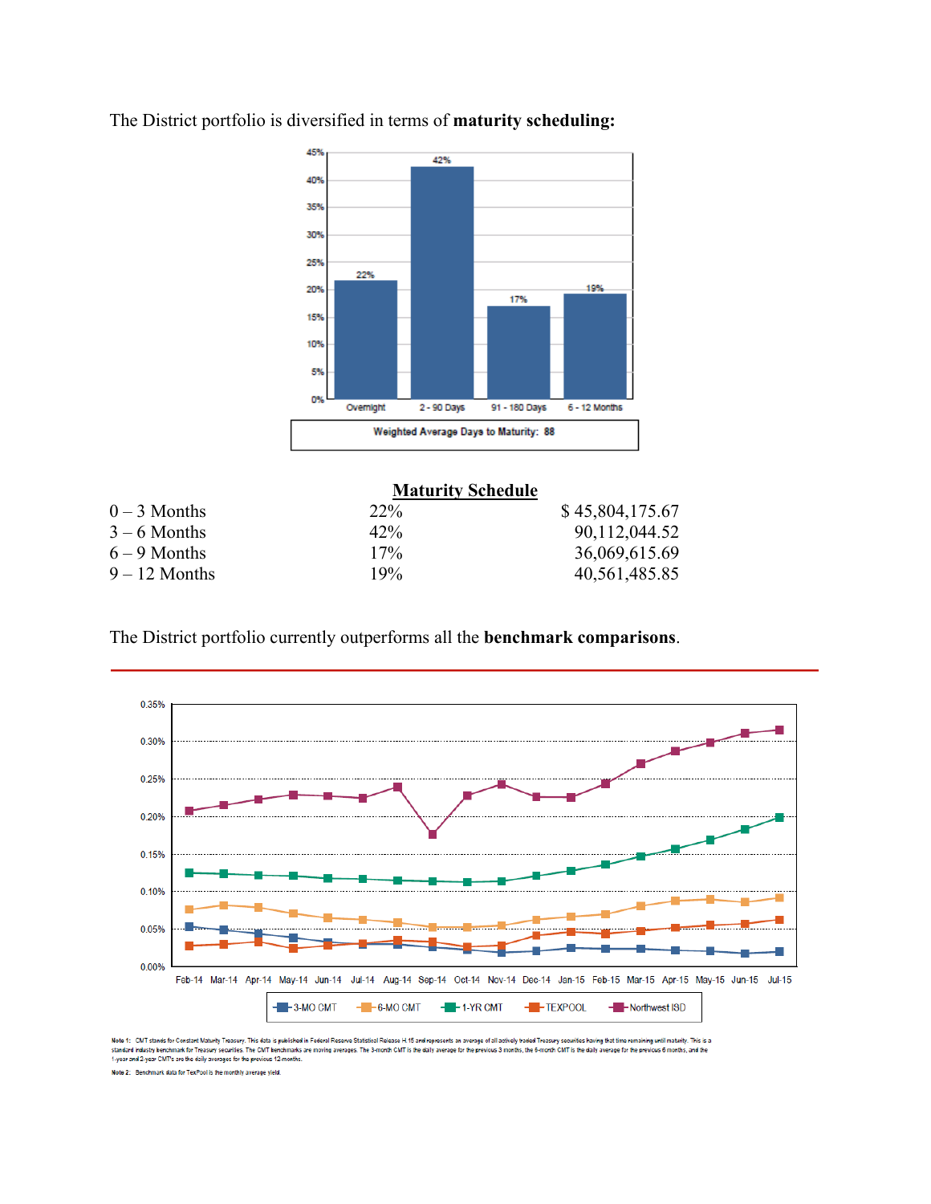The District portfolio is diversified in terms of **maturity scheduling:**

**Maturity Schedule**

| | | |
|---|---|---|
| 0 – 3 Months | 22% | $ 45,804,175.67 |
| 3 – 6 Months | 42% | 90,112,044.52 |
| 6 – 9 Months | 17% | 36,069,615.69 |
| 9 – 12 Months | 19% | 40,561,485.85 |

The District portfolio currently outperforms all the **benchmark comparisons**.

Note 1: CMT stands for Constant Maturity Treasury. This data is published in Federal Reserve Statistical Release H.15 and represents an average of all actively traded Treasury securities having that time remaining until maturity. This is a standard industry benchmark for Treasury securities. The CMT benchmarks are moving averages. The 3-month CMT is the daily average for the previous 3 months, the 6-month CMT is the daily average for the previous 6 months, and the 1-year and 2-year CMT's are the daily averages for the previous 12-months.

Note 2: Benchmark data for TexPool is the monthly average yield.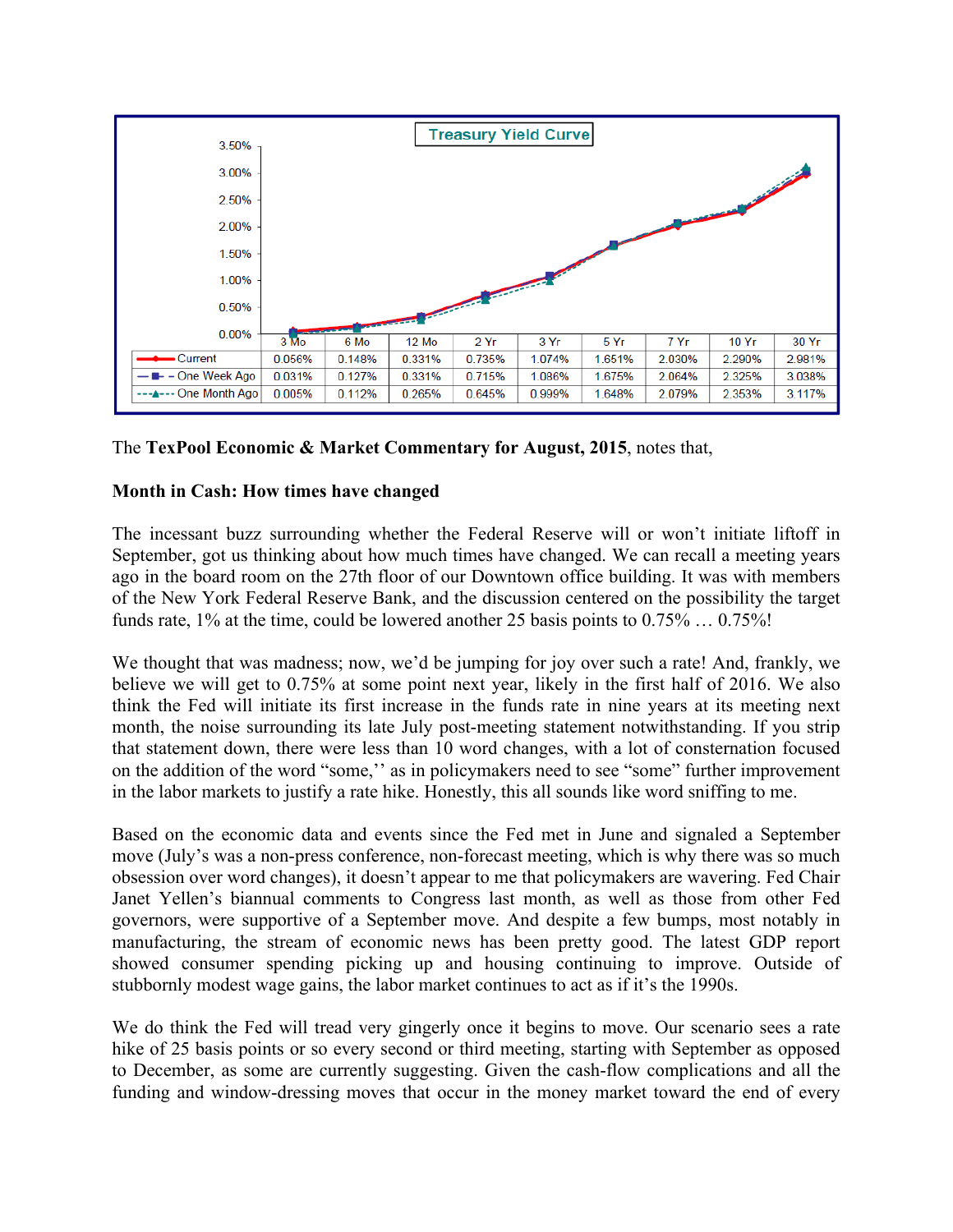**Treasury Yield Curve**

| | 3 Mo | 6 Mo | 12 Mo | 2 Yr | 3 Yr | 5 Yr | 7 Yr | 10 Yr | 30 Yr |
|---|---|---|---|---|---|---|---|---|---|
| Current | 0.056% | 0.148% | 0.331% | 0.735% | 1.074% | 1.651% | 2.030% | 2.290% | 2.981% |
| One Week Ago | 0.031% | 0.127% | 0.331% | 0.715% | 1.086% | 1.675% | 2.064% | 2.325% | 3.038% |
| One Month Ago | 0.005% | 0.112% | 0.265% | 0.645% | 0.999% | 1.648% | 2.079% | 2.353% | 3.117% |

The **TexPool Economic & Market Commentary for August, 2015**, notes that,

**Month in Cash: How times have changed**

The incessant buzz surrounding whether the Federal Reserve will or won't initiate liftoff in September, got us thinking about how much times have changed. We can recall a meeting years ago in the board room on the 27th floor of our Downtown office building. It was with members of the New York Federal Reserve Bank, and the discussion centered on the possibility the target funds rate, 1% at the time, could be lowered another 25 basis points to 0.75% … 0.75%!

We thought that was madness; now, we'd be jumping for joy over such a rate! And, frankly, we believe we will get to 0.75% at some point next year, likely in the first half of 2016. We also think the Fed will initiate its first increase in the funds rate in nine years at its meeting next month, the noise surrounding its late July post-meeting statement notwithstanding. If you strip that statement down, there were less than 10 word changes, with a lot of consternation focused on the addition of the word "some,'' as in policymakers need to see "some" further improvement in the labor markets to justify a rate hike. Honestly, this all sounds like word sniffing to me.

Based on the economic data and events since the Fed met in June and signaled a September move (July's was a non-press conference, non-forecast meeting, which is why there was so much obsession over word changes), it doesn't appear to me that policymakers are wavering. Fed Chair Janet Yellen's biannual comments to Congress last month, as well as those from other Fed governors, were supportive of a September move. And despite a few bumps, most notably in manufacturing, the stream of economic news has been pretty good. The latest GDP report showed consumer spending picking up and housing continuing to improve. Outside of stubbornly modest wage gains, the labor market continues to act as if it's the 1990s.

We do think the Fed will tread very gingerly once it begins to move. Our scenario sees a rate hike of 25 basis points or so every second or third meeting, starting with September as opposed to December, as some are currently suggesting. Given the cash-flow complications and all the funding and window-dressing moves that occur in the money market toward the end of every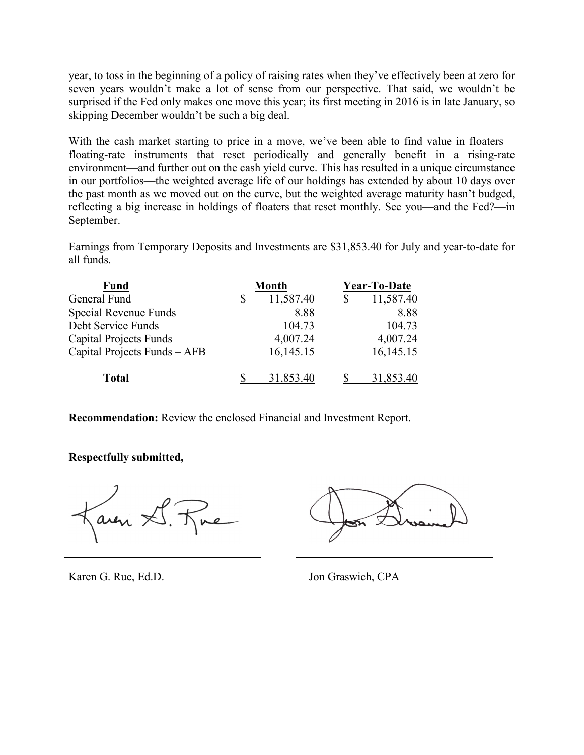year, to toss in the beginning of a policy of raising rates when they've effectively been at zero for seven years wouldn't make a lot of sense from our perspective. That said, we wouldn't be surprised if the Fed only makes one move this year; its first meeting in 2016 is in late January, so skipping December wouldn't be such a big deal.

With the cash market starting to price in a move, we've been able to find value in floaters—floating-rate instruments that reset periodically and generally benefit in a rising-rate environment—and further out on the cash yield curve. This has resulted in a unique circumstance in our portfolios—the weighted average life of our holdings has extended by about 10 days over the past month as we moved out on the curve, but the weighted average maturity hasn't budged, reflecting a big increase in holdings of floaters that reset monthly. See you—and the Fed?—in September.

Earnings from Temporary Deposits and Investments are $31,853.40 for July and year-to-date for all funds.

| Fund | Month | Year-To-Date |
|---|---|---|
| General Fund | $ 11,587.40 | $ 11,587.40 |
| Special Revenue Funds | 8.88 | 8.88 |
| Debt Service Funds | 104.73 | 104.73 |
| Capital Projects Funds | 4,007.24 | 4,007.24 |
| Capital Projects Funds – AFB | 16,145.15 | 16,145.15 |
| **Total** | $ 31,853.40 | $ 31,853.40 |

**Recommendation:** Review the enclosed Financial and Investment Report.

**Respectfully submitted,**

Karen G. Rue, Ed.D.

Jon Graswich, CPA